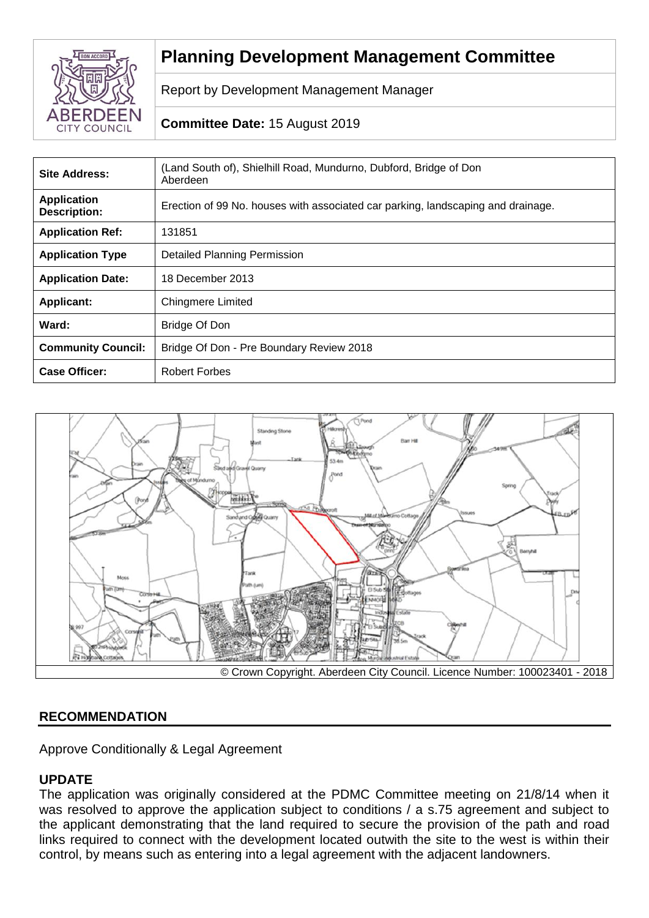# Planning Development Management Committee

Report by Development Management Manager

**Committee Date:** 15 August 2019

| | |
|---|---|
| **Site Address:** | (Land South of), Shielhill Road, Mundurno, Dubford, Bridge of Don Aberdeen |
| **Application Description:** | Erection of 99 No. houses with associated car parking, landscaping and drainage. |
| **Application Ref:** | 131851 |
| **Application Type** | Detailed Planning Permission |
| **Application Date:** | 18 December 2013 |
| **Applicant:** | Chingmere Limited |
| **Ward:** | Bridge Of Don |
| **Community Council:** | Bridge Of Don - Pre Boundary Review 2018 |
| **Case Officer:** | Robert Forbes |

© Crown Copyright. Aberdeen City Council. Licence Number: 100023401 - 2018

## RECOMMENDATION

Approve Conditionally & Legal Agreement

## UPDATE

The application was originally considered at the PDMC Committee meeting on 21/8/14 when it was resolved to approve the application subject to conditions / a s.75 agreement and subject to the applicant demonstrating that the land required to secure the provision of the path and road links required to connect with the development located outwith the site to the west is within their control, by means such as entering into a legal agreement with the adjacent landowners.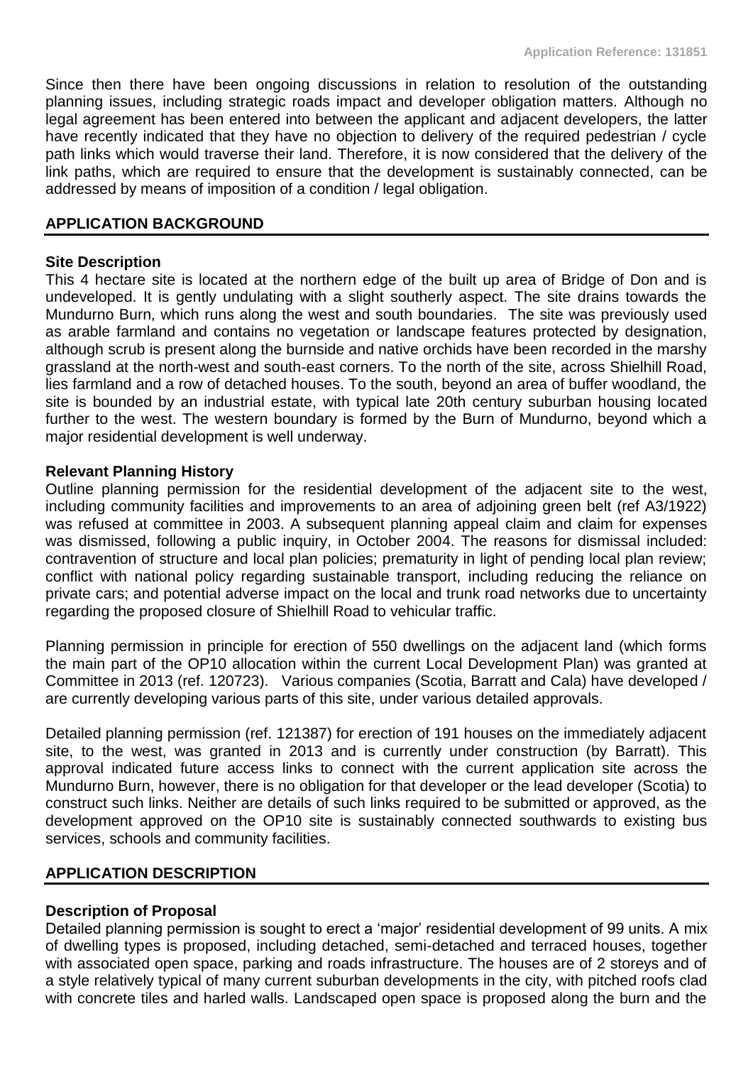Since then there have been ongoing discussions in relation to resolution of the outstanding planning issues, including strategic roads impact and developer obligation matters. Although no legal agreement has been entered into between the applicant and adjacent developers, the latter have recently indicated that they have no objection to delivery of the required pedestrian / cycle path links which would traverse their land. Therefore, it is now considered that the delivery of the link paths, which are required to ensure that the development is sustainably connected, can be addressed by means of imposition of a condition / legal obligation.

## APPLICATION BACKGROUND

### Site Description

This 4 hectare site is located at the northern edge of the built up area of Bridge of Don and is undeveloped. It is gently undulating with a slight southerly aspect. The site drains towards the Mundurno Burn, which runs along the west and south boundaries. The site was previously used as arable farmland and contains no vegetation or landscape features protected by designation, although scrub is present along the burnside and native orchids have been recorded in the marshy grassland at the north-west and south-east corners. To the north of the site, across Shielhill Road, lies farmland and a row of detached houses. To the south, beyond an area of buffer woodland, the site is bounded by an industrial estate, with typical late 20th century suburban housing located further to the west. The western boundary is formed by the Burn of Mundurno, beyond which a major residential development is well underway.

### Relevant Planning History

Outline planning permission for the residential development of the adjacent site to the west, including community facilities and improvements to an area of adjoining green belt (ref A3/1922) was refused at committee in 2003. A subsequent planning appeal claim and claim for expenses was dismissed, following a public inquiry, in October 2004. The reasons for dismissal included: contravention of structure and local plan policies; prematurity in light of pending local plan review; conflict with national policy regarding sustainable transport, including reducing the reliance on private cars; and potential adverse impact on the local and trunk road networks due to uncertainty regarding the proposed closure of Shielhill Road to vehicular traffic.

Planning permission in principle for erection of 550 dwellings on the adjacent land (which forms the main part of the OP10 allocation within the current Local Development Plan) was granted at Committee in 2013 (ref. 120723). Various companies (Scotia, Barratt and Cala) have developed / are currently developing various parts of this site, under various detailed approvals.

Detailed planning permission (ref. 121387) for erection of 191 houses on the immediately adjacent site, to the west, was granted in 2013 and is currently under construction (by Barratt). This approval indicated future access links to connect with the current application site across the Mundurno Burn, however, there is no obligation for that developer or the lead developer (Scotia) to construct such links. Neither are details of such links required to be submitted or approved, as the development approved on the OP10 site is sustainably connected southwards to existing bus services, schools and community facilities.

## APPLICATION DESCRIPTION

### Description of Proposal

Detailed planning permission is sought to erect a 'major' residential development of 99 units. A mix of dwelling types is proposed, including detached, semi-detached and terraced houses, together with associated open space, parking and roads infrastructure. The houses are of 2 storeys and of a style relatively typical of many current suburban developments in the city, with pitched roofs clad with concrete tiles and harled walls. Landscaped open space is proposed along the burn and the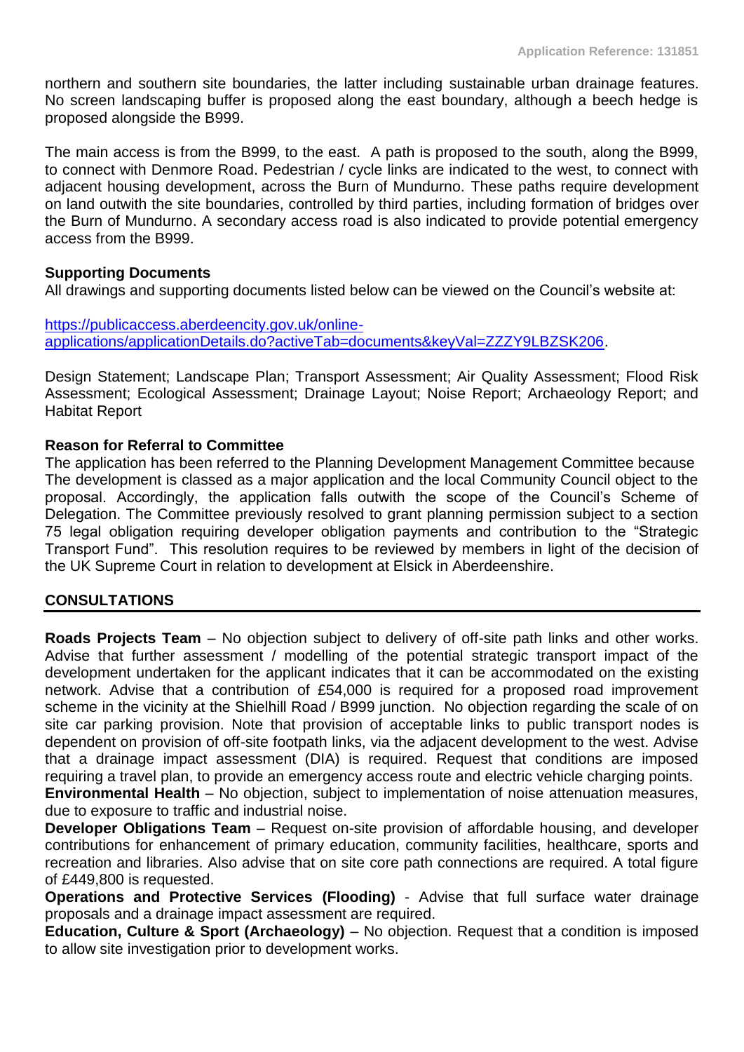northern and southern site boundaries, the latter including sustainable urban drainage features. No screen landscaping buffer is proposed along the east boundary, although a beech hedge is proposed alongside the B999.

The main access is from the B999, to the east. A path is proposed to the south, along the B999, to connect with Denmore Road. Pedestrian / cycle links are indicated to the west, to connect with adjacent housing development, across the Burn of Mundurno. These paths require development on land outwith the site boundaries, controlled by third parties, including formation of bridges over the Burn of Mundurno. A secondary access road is also indicated to provide potential emergency access from the B999.

**Supporting Documents**

All drawings and supporting documents listed below can be viewed on the Council's website at:

https://publicaccess.aberdeencity.gov.uk/online-applications/applicationDetails.do?activeTab=documents&keyVal=ZZZY9LBZSK206.

Design Statement; Landscape Plan; Transport Assessment; Air Quality Assessment; Flood Risk Assessment; Ecological Assessment; Drainage Layout; Noise Report; Archaeology Report; and Habitat Report

**Reason for Referral to Committee**

The application has been referred to the Planning Development Management Committee because The development is classed as a major application and the local Community Council object to the proposal. Accordingly, the application falls outwith the scope of the Council's Scheme of Delegation. The Committee previously resolved to grant planning permission subject to a section 75 legal obligation requiring developer obligation payments and contribution to the "Strategic Transport Fund". This resolution requires to be reviewed by members in light of the decision of the UK Supreme Court in relation to development at Elsick in Aberdeenshire.

## CONSULTATIONS

**Roads Projects Team** – No objection subject to delivery of off-site path links and other works. Advise that further assessment / modelling of the potential strategic transport impact of the development undertaken for the applicant indicates that it can be accommodated on the existing network. Advise that a contribution of £54,000 is required for a proposed road improvement scheme in the vicinity at the Shielhill Road / B999 junction. No objection regarding the scale of on site car parking provision. Note that provision of acceptable links to public transport nodes is dependent on provision of off-site footpath links, via the adjacent development to the west. Advise that a drainage impact assessment (DIA) is required. Request that conditions are imposed requiring a travel plan, to provide an emergency access route and electric vehicle charging points.

**Environmental Health** – No objection, subject to implementation of noise attenuation measures, due to exposure to traffic and industrial noise.

**Developer Obligations Team** – Request on-site provision of affordable housing, and developer contributions for enhancement of primary education, community facilities, healthcare, sports and recreation and libraries. Also advise that on site core path connections are required. A total figure of £449,800 is requested.

**Operations and Protective Services (Flooding)** - Advise that full surface water drainage proposals and a drainage impact assessment are required.

**Education, Culture & Sport (Archaeology)** – No objection. Request that a condition is imposed to allow site investigation prior to development works.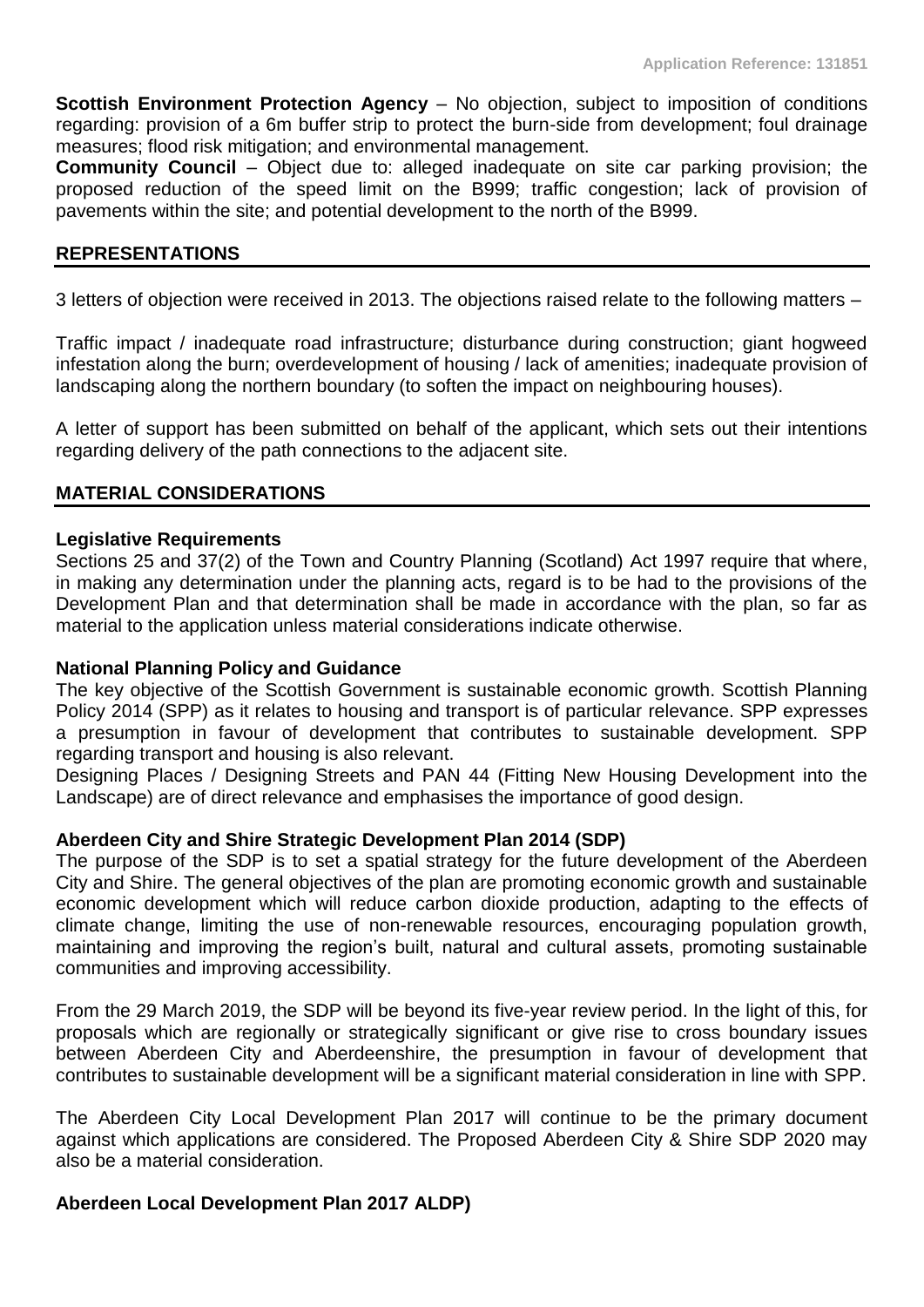**Scottish Environment Protection Agency** – No objection, subject to imposition of conditions regarding: provision of a 6m buffer strip to protect the burn-side from development; foul drainage measures; flood risk mitigation; and environmental management.

**Community Council** – Object due to: alleged inadequate on site car parking provision; the proposed reduction of the speed limit on the B999; traffic congestion; lack of provision of pavements within the site; and potential development to the north of the B999.

## REPRESENTATIONS

3 letters of objection were received in 2013. The objections raised relate to the following matters –

Traffic impact / inadequate road infrastructure; disturbance during construction; giant hogweed infestation along the burn; overdevelopment of housing / lack of amenities; inadequate provision of landscaping along the northern boundary (to soften the impact on neighbouring houses).

A letter of support has been submitted on behalf of the applicant, which sets out their intentions regarding delivery of the path connections to the adjacent site.

## MATERIAL CONSIDERATIONS

### Legislative Requirements

Sections 25 and 37(2) of the Town and Country Planning (Scotland) Act 1997 require that where, in making any determination under the planning acts, regard is to be had to the provisions of the Development Plan and that determination shall be made in accordance with the plan, so far as material to the application unless material considerations indicate otherwise.

### National Planning Policy and Guidance

The key objective of the Scottish Government is sustainable economic growth. Scottish Planning Policy 2014 (SPP) as it relates to housing and transport is of particular relevance. SPP expresses a presumption in favour of development that contributes to sustainable development. SPP regarding transport and housing is also relevant.

Designing Places / Designing Streets and PAN 44 (Fitting New Housing Development into the Landscape) are of direct relevance and emphasises the importance of good design.

### Aberdeen City and Shire Strategic Development Plan 2014 (SDP)

The purpose of the SDP is to set a spatial strategy for the future development of the Aberdeen City and Shire. The general objectives of the plan are promoting economic growth and sustainable economic development which will reduce carbon dioxide production, adapting to the effects of climate change, limiting the use of non-renewable resources, encouraging population growth, maintaining and improving the region's built, natural and cultural assets, promoting sustainable communities and improving accessibility.

From the 29 March 2019, the SDP will be beyond its five-year review period. In the light of this, for proposals which are regionally or strategically significant or give rise to cross boundary issues between Aberdeen City and Aberdeenshire, the presumption in favour of development that contributes to sustainable development will be a significant material consideration in line with SPP.

The Aberdeen City Local Development Plan 2017 will continue to be the primary document against which applications are considered. The Proposed Aberdeen City & Shire SDP 2020 may also be a material consideration.

### Aberdeen Local Development Plan 2017 ALDP)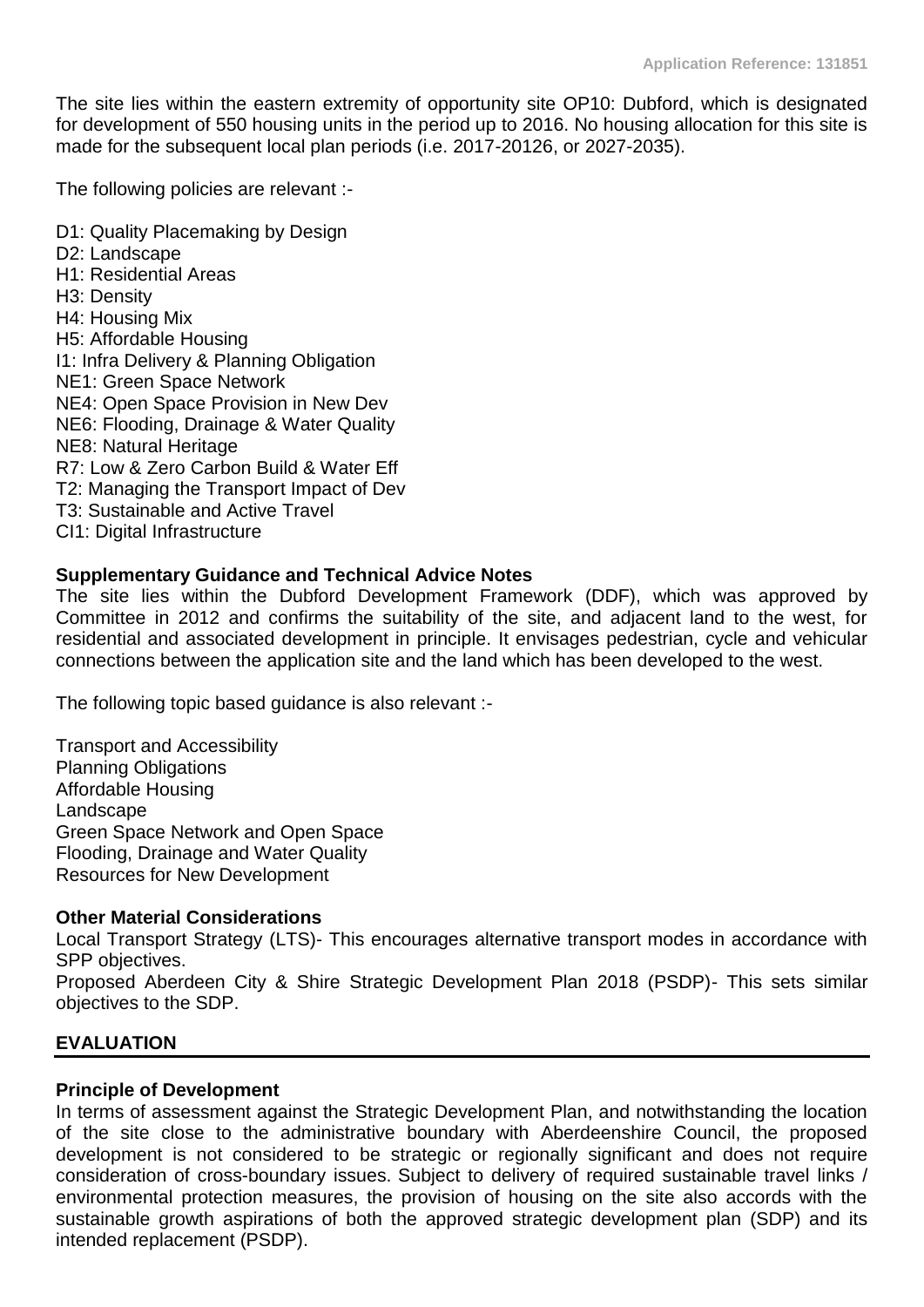The site lies within the eastern extremity of opportunity site OP10: Dubford, which is designated for development of 550 housing units in the period up to 2016. No housing allocation for this site is made for the subsequent local plan periods (i.e. 2017-20126, or 2027-2035).

The following policies are relevant :-

D1: Quality Placemaking by Design
D2: Landscape
H1: Residential Areas
H3: Density
H4: Housing Mix
H5: Affordable Housing
I1: Infra Delivery & Planning Obligation
NE1: Green Space Network
NE4: Open Space Provision in New Dev
NE6: Flooding, Drainage & Water Quality
NE8: Natural Heritage
R7: Low & Zero Carbon Build & Water Eff
T2: Managing the Transport Impact of Dev
T3: Sustainable and Active Travel
CI1: Digital Infrastructure

**Supplementary Guidance and Technical Advice Notes**

The site lies within the Dubford Development Framework (DDF), which was approved by Committee in 2012 and confirms the suitability of the site, and adjacent land to the west, for residential and associated development in principle. It envisages pedestrian, cycle and vehicular connections between the application site and the land which has been developed to the west.

The following topic based guidance is also relevant :-

Transport and Accessibility
Planning Obligations
Affordable Housing
Landscape
Green Space Network and Open Space
Flooding, Drainage and Water Quality
Resources for New Development

**Other Material Considerations**

Local Transport Strategy (LTS)- This encourages alternative transport modes in accordance with SPP objectives.

Proposed Aberdeen City & Shire Strategic Development Plan 2018 (PSDP)- This sets similar objectives to the SDP.

## EVALUATION

**Principle of Development**

In terms of assessment against the Strategic Development Plan, and notwithstanding the location of the site close to the administrative boundary with Aberdeenshire Council, the proposed development is not considered to be strategic or regionally significant and does not require consideration of cross-boundary issues. Subject to delivery of required sustainable travel links / environmental protection measures, the provision of housing on the site also accords with the sustainable growth aspirations of both the approved strategic development plan (SDP) and its intended replacement (PSDP).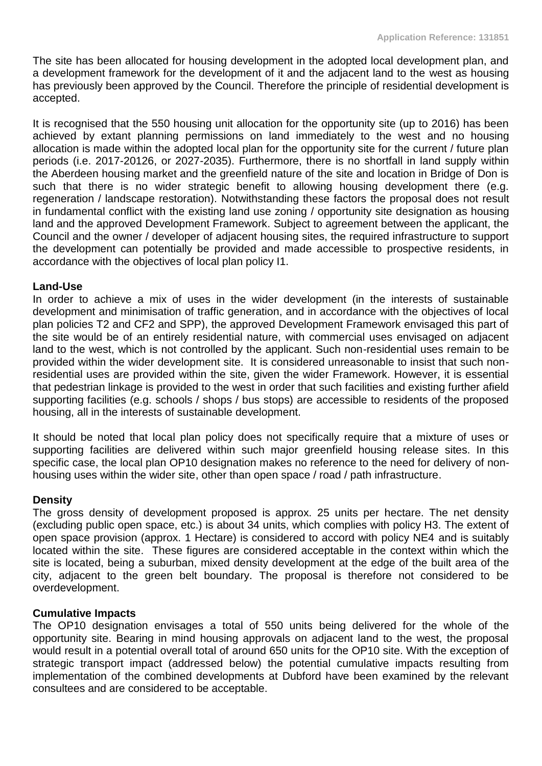The site has been allocated for housing development in the adopted local development plan, and a development framework for the development of it and the adjacent land to the west as housing has previously been approved by the Council. Therefore the principle of residential development is accepted.

It is recognised that the 550 housing unit allocation for the opportunity site (up to 2016) has been achieved by extant planning permissions on land immediately to the west and no housing allocation is made within the adopted local plan for the opportunity site for the current / future plan periods (i.e. 2017-20126, or 2027-2035). Furthermore, there is no shortfall in land supply within the Aberdeen housing market and the greenfield nature of the site and location in Bridge of Don is such that there is no wider strategic benefit to allowing housing development there (e.g. regeneration / landscape restoration). Notwithstanding these factors the proposal does not result in fundamental conflict with the existing land use zoning / opportunity site designation as housing land and the approved Development Framework. Subject to agreement between the applicant, the Council and the owner / developer of adjacent housing sites, the required infrastructure to support the development can potentially be provided and made accessible to prospective residents, in accordance with the objectives of local plan policy I1.

**Land-Use**

In order to achieve a mix of uses in the wider development (in the interests of sustainable development and minimisation of traffic generation, and in accordance with the objectives of local plan policies T2 and CF2 and SPP), the approved Development Framework envisaged this part of the site would be of an entirely residential nature, with commercial uses envisaged on adjacent land to the west, which is not controlled by the applicant. Such non-residential uses remain to be provided within the wider development site. It is considered unreasonable to insist that such non-residential uses are provided within the site, given the wider Framework. However, it is essential that pedestrian linkage is provided to the west in order that such facilities and existing further afield supporting facilities (e.g. schools / shops / bus stops) are accessible to residents of the proposed housing, all in the interests of sustainable development.

It should be noted that local plan policy does not specifically require that a mixture of uses or supporting facilities are delivered within such major greenfield housing release sites. In this specific case, the local plan OP10 designation makes no reference to the need for delivery of non-housing uses within the wider site, other than open space / road / path infrastructure.

**Density**

The gross density of development proposed is approx. 25 units per hectare. The net density (excluding public open space, etc.) is about 34 units, which complies with policy H3. The extent of open space provision (approx. 1 Hectare) is considered to accord with policy NE4 and is suitably located within the site. These figures are considered acceptable in the context within which the site is located, being a suburban, mixed density development at the edge of the built area of the city, adjacent to the green belt boundary. The proposal is therefore not considered to be overdevelopment.

**Cumulative Impacts**

The OP10 designation envisages a total of 550 units being delivered for the whole of the opportunity site. Bearing in mind housing approvals on adjacent land to the west, the proposal would result in a potential overall total of around 650 units for the OP10 site. With the exception of strategic transport impact (addressed below) the potential cumulative impacts resulting from implementation of the combined developments at Dubford have been examined by the relevant consultees and are considered to be acceptable.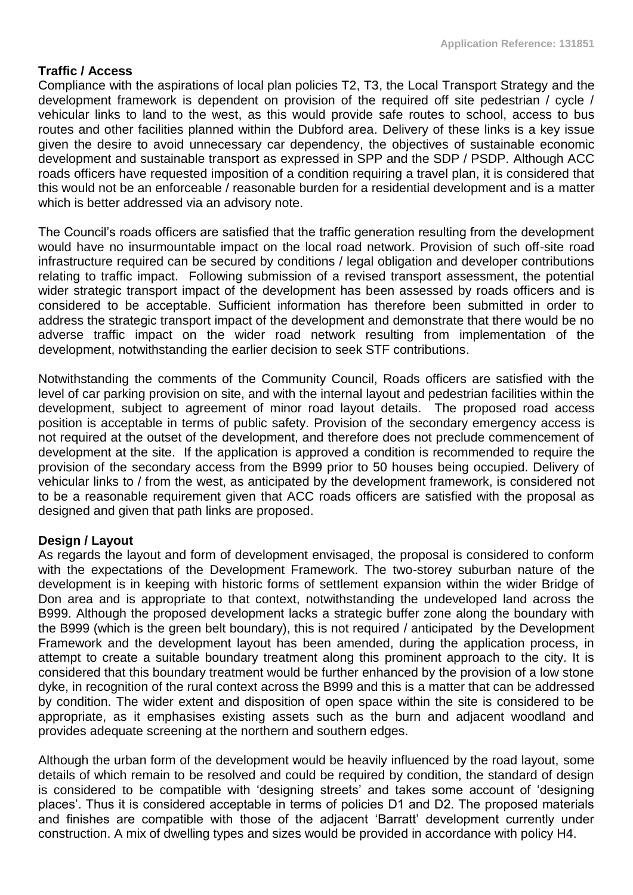**Traffic / Access**

Compliance with the aspirations of local plan policies T2, T3, the Local Transport Strategy and the development framework is dependent on provision of the required off site pedestrian / cycle / vehicular links to land to the west, as this would provide safe routes to school, access to bus routes and other facilities planned within the Dubford area. Delivery of these links is a key issue given the desire to avoid unnecessary car dependency, the objectives of sustainable economic development and sustainable transport as expressed in SPP and the SDP / PSDP. Although ACC roads officers have requested imposition of a condition requiring a travel plan, it is considered that this would not be an enforceable / reasonable burden for a residential development and is a matter which is better addressed via an advisory note.

The Council's roads officers are satisfied that the traffic generation resulting from the development would have no insurmountable impact on the local road network. Provision of such off-site road infrastructure required can be secured by conditions / legal obligation and developer contributions relating to traffic impact. Following submission of a revised transport assessment, the potential wider strategic transport impact of the development has been assessed by roads officers and is considered to be acceptable. Sufficient information has therefore been submitted in order to address the strategic transport impact of the development and demonstrate that there would be no adverse traffic impact on the wider road network resulting from implementation of the development, notwithstanding the earlier decision to seek STF contributions.

Notwithstanding the comments of the Community Council, Roads officers are satisfied with the level of car parking provision on site, and with the internal layout and pedestrian facilities within the development, subject to agreement of minor road layout details. The proposed road access position is acceptable in terms of public safety. Provision of the secondary emergency access is not required at the outset of the development, and therefore does not preclude commencement of development at the site. If the application is approved a condition is recommended to require the provision of the secondary access from the B999 prior to 50 houses being occupied. Delivery of vehicular links to / from the west, as anticipated by the development framework, is considered not to be a reasonable requirement given that ACC roads officers are satisfied with the proposal as designed and given that path links are proposed.

**Design / Layout**

As regards the layout and form of development envisaged, the proposal is considered to conform with the expectations of the Development Framework. The two-storey suburban nature of the development is in keeping with historic forms of settlement expansion within the wider Bridge of Don area and is appropriate to that context, notwithstanding the undeveloped land across the B999. Although the proposed development lacks a strategic buffer zone along the boundary with the B999 (which is the green belt boundary), this is not required / anticipated by the Development Framework and the development layout has been amended, during the application process, in attempt to create a suitable boundary treatment along this prominent approach to the city. It is considered that this boundary treatment would be further enhanced by the provision of a low stone dyke, in recognition of the rural context across the B999 and this is a matter that can be addressed by condition. The wider extent and disposition of open space within the site is considered to be appropriate, as it emphasises existing assets such as the burn and adjacent woodland and provides adequate screening at the northern and southern edges.

Although the urban form of the development would be heavily influenced by the road layout, some details of which remain to be resolved and could be required by condition, the standard of design is considered to be compatible with 'designing streets' and takes some account of 'designing places'. Thus it is considered acceptable in terms of policies D1 and D2. The proposed materials and finishes are compatible with those of the adjacent 'Barratt' development currently under construction. A mix of dwelling types and sizes would be provided in accordance with policy H4.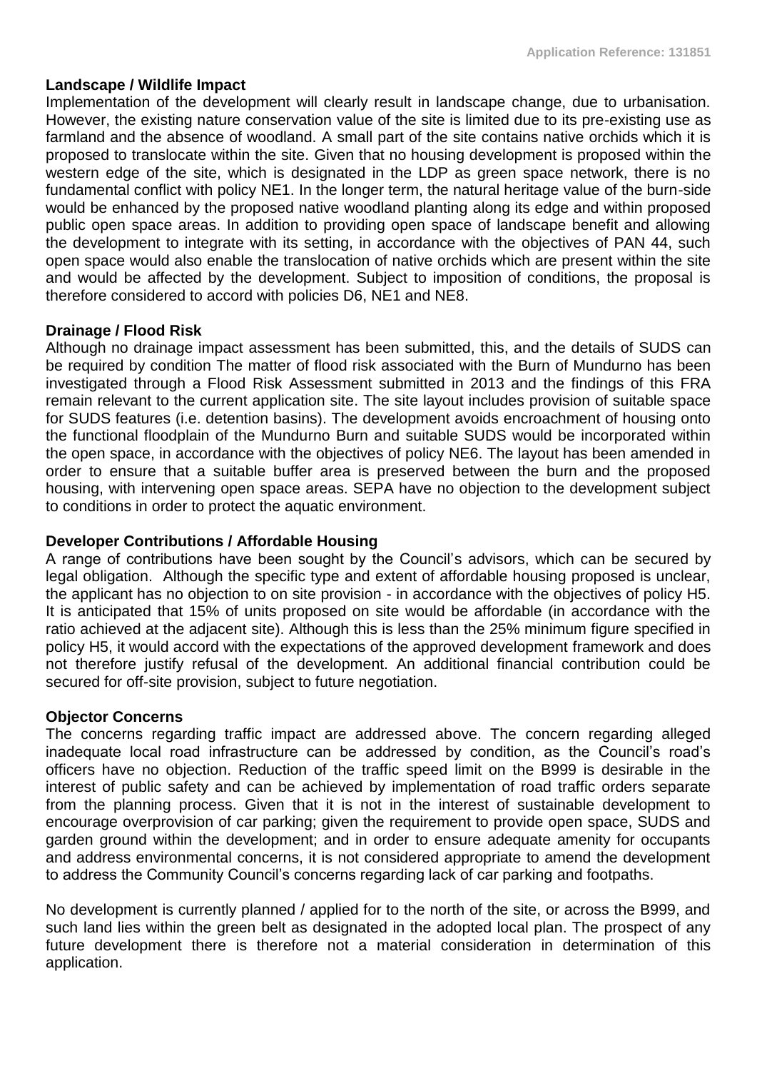**Landscape / Wildlife Impact**

Implementation of the development will clearly result in landscape change, due to urbanisation. However, the existing nature conservation value of the site is limited due to its pre-existing use as farmland and the absence of woodland. A small part of the site contains native orchids which it is proposed to translocate within the site. Given that no housing development is proposed within the western edge of the site, which is designated in the LDP as green space network, there is no fundamental conflict with policy NE1. In the longer term, the natural heritage value of the burn-side would be enhanced by the proposed native woodland planting along its edge and within proposed public open space areas. In addition to providing open space of landscape benefit and allowing the development to integrate with its setting, in accordance with the objectives of PAN 44, such open space would also enable the translocation of native orchids which are present within the site and would be affected by the development. Subject to imposition of conditions, the proposal is therefore considered to accord with policies D6, NE1 and NE8.

**Drainage / Flood Risk**

Although no drainage impact assessment has been submitted, this, and the details of SUDS can be required by condition The matter of flood risk associated with the Burn of Mundurno has been investigated through a Flood Risk Assessment submitted in 2013 and the findings of this FRA remain relevant to the current application site. The site layout includes provision of suitable space for SUDS features (i.e. detention basins). The development avoids encroachment of housing onto the functional floodplain of the Mundurno Burn and suitable SUDS would be incorporated within the open space, in accordance with the objectives of policy NE6. The layout has been amended in order to ensure that a suitable buffer area is preserved between the burn and the proposed housing, with intervening open space areas. SEPA have no objection to the development subject to conditions in order to protect the aquatic environment.

**Developer Contributions / Affordable Housing**

A range of contributions have been sought by the Council's advisors, which can be secured by legal obligation. Although the specific type and extent of affordable housing proposed is unclear, the applicant has no objection to on site provision - in accordance with the objectives of policy H5. It is anticipated that 15% of units proposed on site would be affordable (in accordance with the ratio achieved at the adjacent site). Although this is less than the 25% minimum figure specified in policy H5, it would accord with the expectations of the approved development framework and does not therefore justify refusal of the development. An additional financial contribution could be secured for off-site provision, subject to future negotiation.

**Objector Concerns**

The concerns regarding traffic impact are addressed above. The concern regarding alleged inadequate local road infrastructure can be addressed by condition, as the Council's road's officers have no objection. Reduction of the traffic speed limit on the B999 is desirable in the interest of public safety and can be achieved by implementation of road traffic orders separate from the planning process. Given that it is not in the interest of sustainable development to encourage overprovision of car parking; given the requirement to provide open space, SUDS and garden ground within the development; and in order to ensure adequate amenity for occupants and address environmental concerns, it is not considered appropriate to amend the development to address the Community Council's concerns regarding lack of car parking and footpaths.

No development is currently planned / applied for to the north of the site, or across the B999, and such land lies within the green belt as designated in the adopted local plan. The prospect of any future development there is therefore not a material consideration in determination of this application.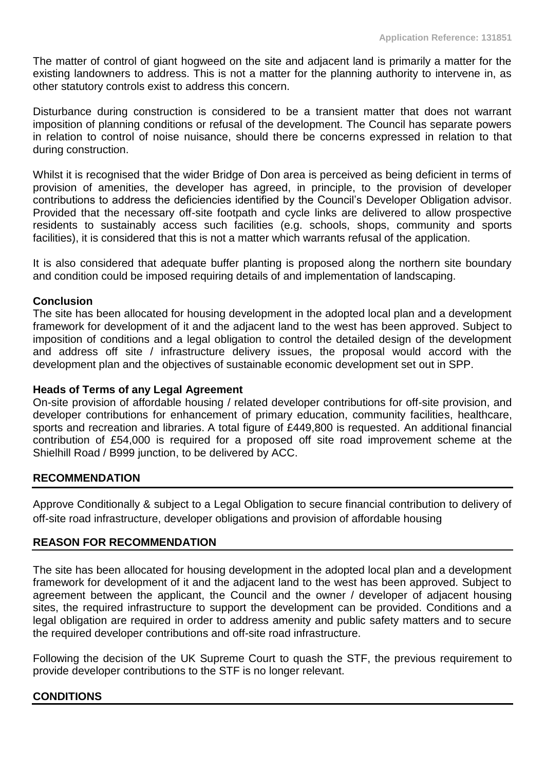The matter of control of giant hogweed on the site and adjacent land is primarily a matter for the existing landowners to address. This is not a matter for the planning authority to intervene in, as other statutory controls exist to address this concern.

Disturbance during construction is considered to be a transient matter that does not warrant imposition of planning conditions or refusal of the development. The Council has separate powers in relation to control of noise nuisance, should there be concerns expressed in relation to that during construction.

Whilst it is recognised that the wider Bridge of Don area is perceived as being deficient in terms of provision of amenities, the developer has agreed, in principle, to the provision of developer contributions to address the deficiencies identified by the Council's Developer Obligation advisor. Provided that the necessary off-site footpath and cycle links are delivered to allow prospective residents to sustainably access such facilities (e.g. schools, shops, community and sports facilities), it is considered that this is not a matter which warrants refusal of the application.

It is also considered that adequate buffer planting is proposed along the northern site boundary and condition could be imposed requiring details of and implementation of landscaping.

**Conclusion**

The site has been allocated for housing development in the adopted local plan and a development framework for development of it and the adjacent land to the west has been approved. Subject to imposition of conditions and a legal obligation to control the detailed design of the development and address off site / infrastructure delivery issues, the proposal would accord with the development plan and the objectives of sustainable economic development set out in SPP.

**Heads of Terms of any Legal Agreement**

On-site provision of affordable housing / related developer contributions for off-site provision, and developer contributions for enhancement of primary education, community facilities, healthcare, sports and recreation and libraries. A total figure of £449,800 is requested. An additional financial contribution of £54,000 is required for a proposed off site road improvement scheme at the Shielhill Road / B999 junction, to be delivered by ACC.

## RECOMMENDATION

Approve Conditionally & subject to a Legal Obligation to secure financial contribution to delivery of off-site road infrastructure, developer obligations and provision of affordable housing

## REASON FOR RECOMMENDATION

The site has been allocated for housing development in the adopted local plan and a development framework for development of it and the adjacent land to the west has been approved. Subject to agreement between the applicant, the Council and the owner / developer of adjacent housing sites, the required infrastructure to support the development can be provided. Conditions and a legal obligation are required in order to address amenity and public safety matters and to secure the required developer contributions and off-site road infrastructure.

Following the decision of the UK Supreme Court to quash the STF, the previous requirement to provide developer contributions to the STF is no longer relevant.

## CONDITIONS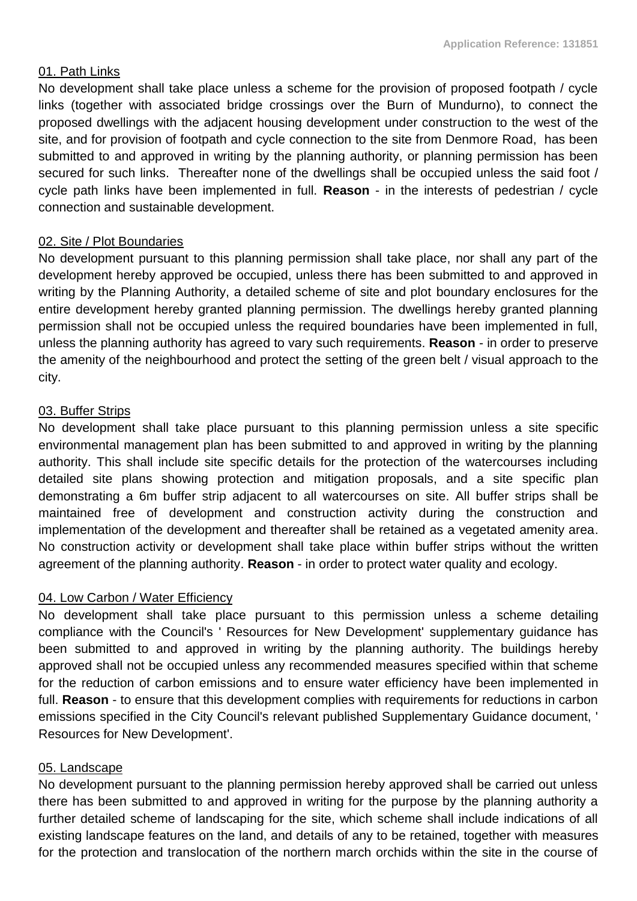01. Path Links

No development shall take place unless a scheme for the provision of proposed footpath / cycle links (together with associated bridge crossings over the Burn of Mundurno), to connect the proposed dwellings with the adjacent housing development under construction to the west of the site, and for provision of footpath and cycle connection to the site from Denmore Road, has been submitted to and approved in writing by the planning authority, or planning permission has been secured for such links. Thereafter none of the dwellings shall be occupied unless the said foot / cycle path links have been implemented in full. **Reason** - in the interests of pedestrian / cycle connection and sustainable development.

02. Site / Plot Boundaries

No development pursuant to this planning permission shall take place, nor shall any part of the development hereby approved be occupied, unless there has been submitted to and approved in writing by the Planning Authority, a detailed scheme of site and plot boundary enclosures for the entire development hereby granted planning permission. The dwellings hereby granted planning permission shall not be occupied unless the required boundaries have been implemented in full, unless the planning authority has agreed to vary such requirements. **Reason** - in order to preserve the amenity of the neighbourhood and protect the setting of the green belt / visual approach to the city.

03. Buffer Strips

No development shall take place pursuant to this planning permission unless a site specific environmental management plan has been submitted to and approved in writing by the planning authority. This shall include site specific details for the protection of the watercourses including detailed site plans showing protection and mitigation proposals, and a site specific plan demonstrating a 6m buffer strip adjacent to all watercourses on site. All buffer strips shall be maintained free of development and construction activity during the construction and implementation of the development and thereafter shall be retained as a vegetated amenity area. No construction activity or development shall take place within buffer strips without the written agreement of the planning authority. **Reason** - in order to protect water quality and ecology.

04. Low Carbon / Water Efficiency

No development shall take place pursuant to this permission unless a scheme detailing compliance with the Council's ' Resources for New Development' supplementary guidance has been submitted to and approved in writing by the planning authority. The buildings hereby approved shall not be occupied unless any recommended measures specified within that scheme for the reduction of carbon emissions and to ensure water efficiency have been implemented in full. **Reason** - to ensure that this development complies with requirements for reductions in carbon emissions specified in the City Council's relevant published Supplementary Guidance document, ' Resources for New Development'.

05. Landscape

No development pursuant to the planning permission hereby approved shall be carried out unless there has been submitted to and approved in writing for the purpose by the planning authority a further detailed scheme of landscaping for the site, which scheme shall include indications of all existing landscape features on the land, and details of any to be retained, together with measures for the protection and translocation of the northern march orchids within the site in the course of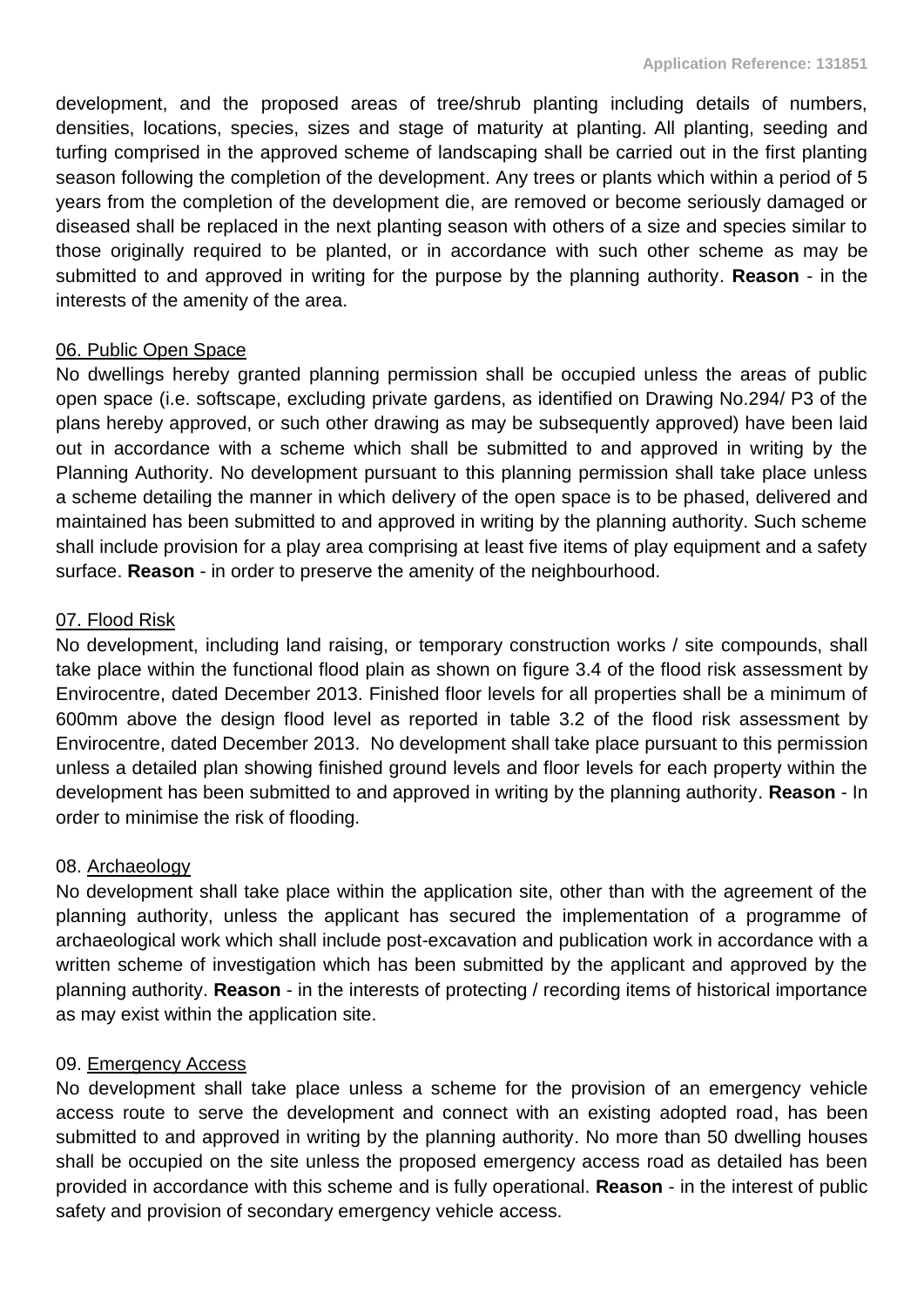development, and the proposed areas of tree/shrub planting including details of numbers, densities, locations, species, sizes and stage of maturity at planting. All planting, seeding and turfing comprised in the approved scheme of landscaping shall be carried out in the first planting season following the completion of the development. Any trees or plants which within a period of 5 years from the completion of the development die, are removed or become seriously damaged or diseased shall be replaced in the next planting season with others of a size and species similar to those originally required to be planted, or in accordance with such other scheme as may be submitted to and approved in writing for the purpose by the planning authority. **Reason** - in the interests of the amenity of the area.

06. Public Open Space

No dwellings hereby granted planning permission shall be occupied unless the areas of public open space (i.e. softscape, excluding private gardens, as identified on Drawing No.294/ P3 of the plans hereby approved, or such other drawing as may be subsequently approved) have been laid out in accordance with a scheme which shall be submitted to and approved in writing by the Planning Authority. No development pursuant to this planning permission shall take place unless a scheme detailing the manner in which delivery of the open space is to be phased, delivered and maintained has been submitted to and approved in writing by the planning authority. Such scheme shall include provision for a play area comprising at least five items of play equipment and a safety surface. **Reason** - in order to preserve the amenity of the neighbourhood.

07. Flood Risk

No development, including land raising, or temporary construction works / site compounds, shall take place within the functional flood plain as shown on figure 3.4 of the flood risk assessment by Envirocentre, dated December 2013. Finished floor levels for all properties shall be a minimum of 600mm above the design flood level as reported in table 3.2 of the flood risk assessment by Envirocentre, dated December 2013. No development shall take place pursuant to this permission unless a detailed plan showing finished ground levels and floor levels for each property within the development has been submitted to and approved in writing by the planning authority. **Reason** - In order to minimise the risk of flooding.

08. Archaeology

No development shall take place within the application site, other than with the agreement of the planning authority, unless the applicant has secured the implementation of a programme of archaeological work which shall include post-excavation and publication work in accordance with a written scheme of investigation which has been submitted by the applicant and approved by the planning authority. **Reason** - in the interests of protecting / recording items of historical importance as may exist within the application site.

09. Emergency Access

No development shall take place unless a scheme for the provision of an emergency vehicle access route to serve the development and connect with an existing adopted road, has been submitted to and approved in writing by the planning authority. No more than 50 dwelling houses shall be occupied on the site unless the proposed emergency access road as detailed has been provided in accordance with this scheme and is fully operational. **Reason** - in the interest of public safety and provision of secondary emergency vehicle access.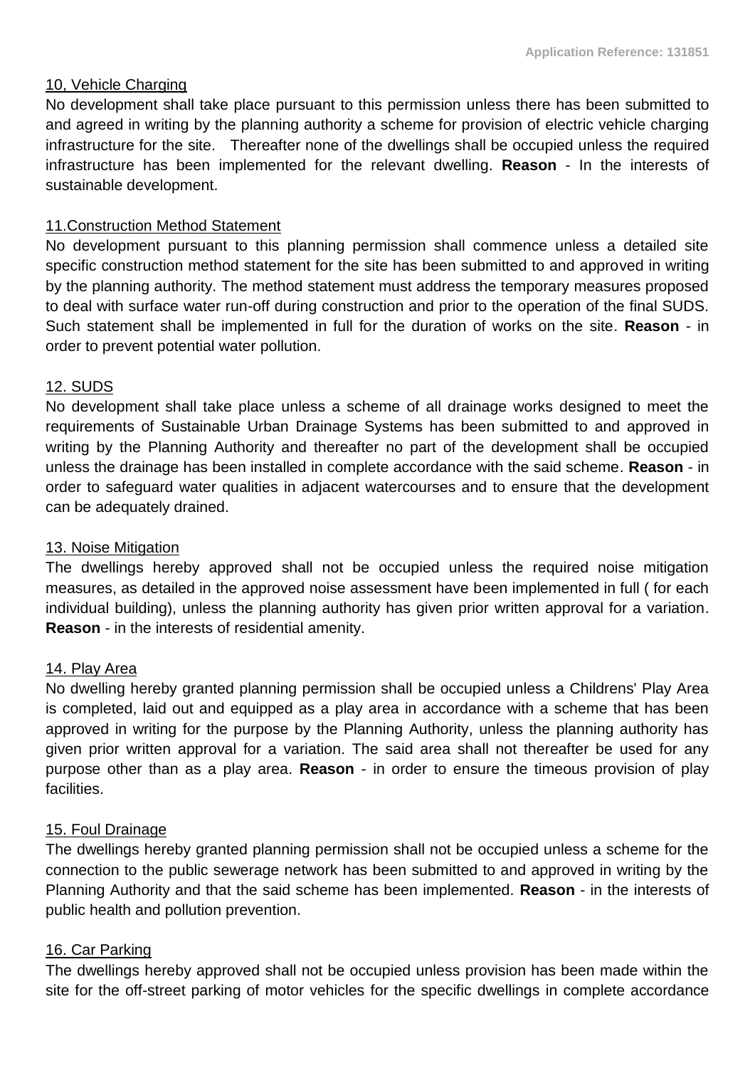10, Vehicle Charging

No development shall take place pursuant to this permission unless there has been submitted to and agreed in writing by the planning authority a scheme for provision of electric vehicle charging infrastructure for the site. Thereafter none of the dwellings shall be occupied unless the required infrastructure has been implemented for the relevant dwelling. **Reason** - In the interests of sustainable development.

11.Construction Method Statement

No development pursuant to this planning permission shall commence unless a detailed site specific construction method statement for the site has been submitted to and approved in writing by the planning authority. The method statement must address the temporary measures proposed to deal with surface water run-off during construction and prior to the operation of the final SUDS. Such statement shall be implemented in full for the duration of works on the site. **Reason** - in order to prevent potential water pollution.

12. SUDS

No development shall take place unless a scheme of all drainage works designed to meet the requirements of Sustainable Urban Drainage Systems has been submitted to and approved in writing by the Planning Authority and thereafter no part of the development shall be occupied unless the drainage has been installed in complete accordance with the said scheme. **Reason** - in order to safeguard water qualities in adjacent watercourses and to ensure that the development can be adequately drained.

13. Noise Mitigation

The dwellings hereby approved shall not be occupied unless the required noise mitigation measures, as detailed in the approved noise assessment have been implemented in full ( for each individual building), unless the planning authority has given prior written approval for a variation. **Reason** - in the interests of residential amenity.

14. Play Area

No dwelling hereby granted planning permission shall be occupied unless a Childrens' Play Area is completed, laid out and equipped as a play area in accordance with a scheme that has been approved in writing for the purpose by the Planning Authority, unless the planning authority has given prior written approval for a variation. The said area shall not thereafter be used for any purpose other than as a play area. **Reason** - in order to ensure the timeous provision of play facilities.

15. Foul Drainage

The dwellings hereby granted planning permission shall not be occupied unless a scheme for the connection to the public sewerage network has been submitted to and approved in writing by the Planning Authority and that the said scheme has been implemented. **Reason** - in the interests of public health and pollution prevention.

16. Car Parking

The dwellings hereby approved shall not be occupied unless provision has been made within the site for the off-street parking of motor vehicles for the specific dwellings in complete accordance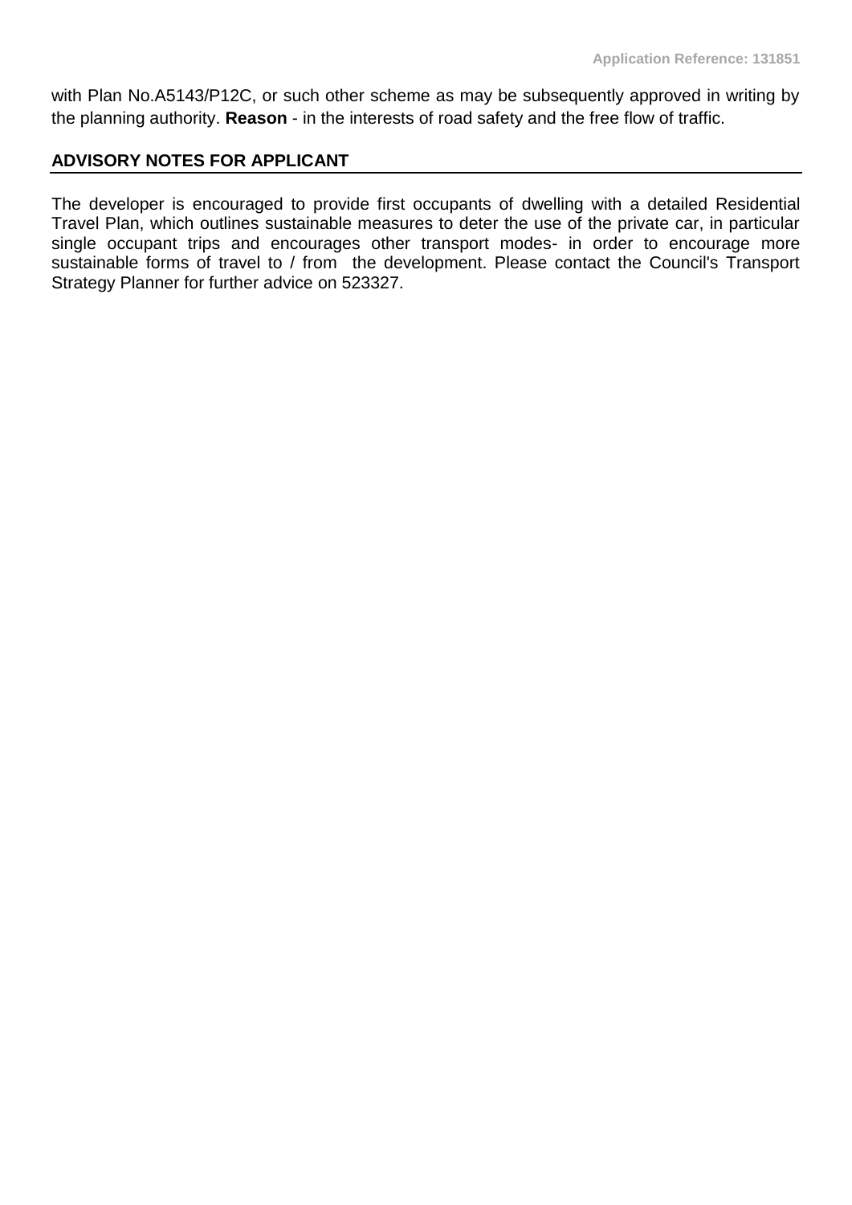with Plan No.A5143/P12C, or such other scheme as may be subsequently approved in writing by the planning authority. **Reason** - in the interests of road safety and the free flow of traffic.

## ADVISORY NOTES FOR APPLICANT

The developer is encouraged to provide first occupants of dwelling with a detailed Residential Travel Plan, which outlines sustainable measures to deter the use of the private car, in particular single occupant trips and encourages other transport modes- in order to encourage more sustainable forms of travel to / from the development. Please contact the Council's Transport Strategy Planner for further advice on 523327.